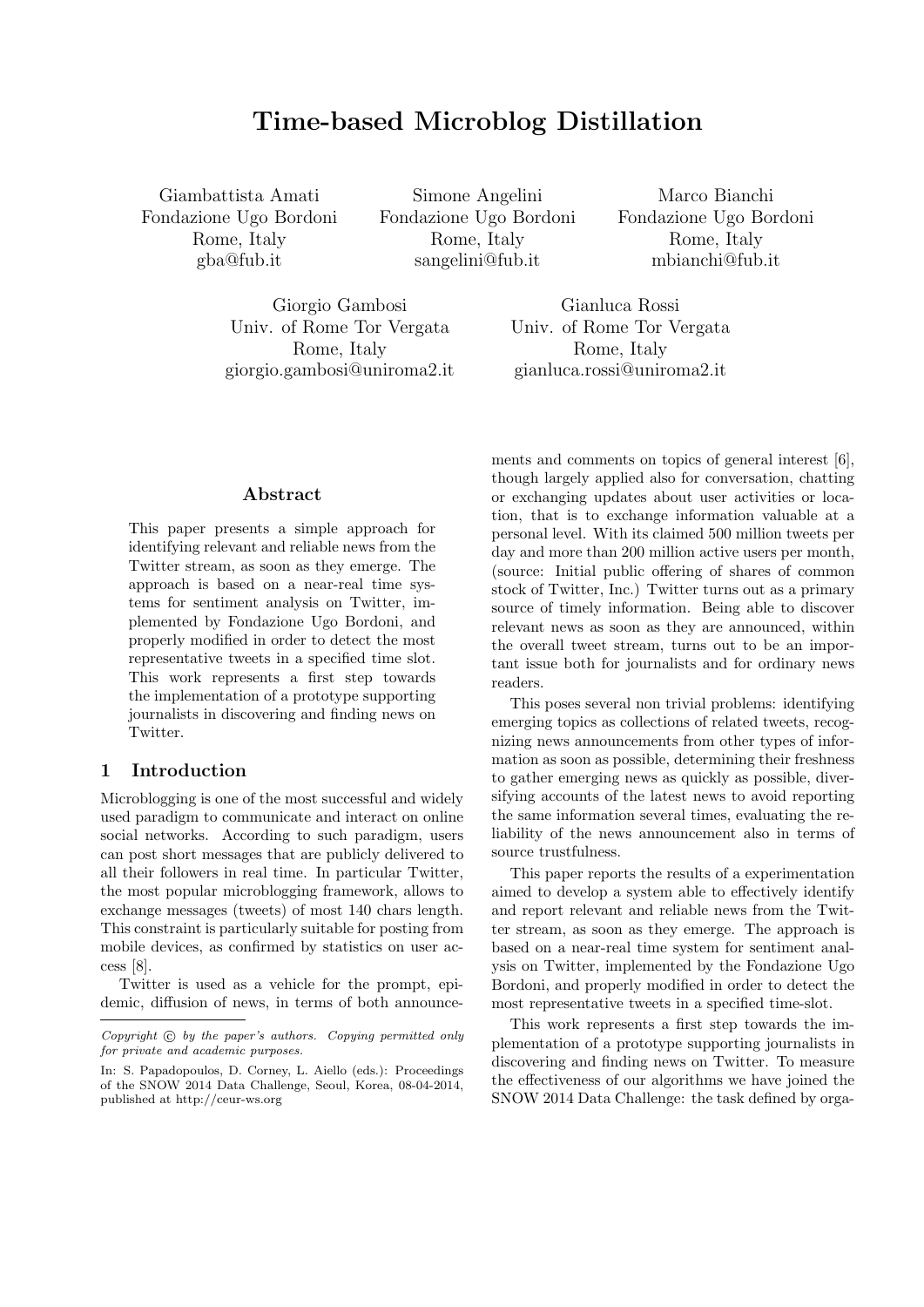# Time-based Microblog Distillation

Giambattista Amati
Fondazione Ugo Bordoni
Rome, Italy
gba@fub.it

Simone Angelini
Fondazione Ugo Bordoni
Rome, Italy
sangelini@fub.it

Marco Bianchi
Fondazione Ugo Bordoni
Rome, Italy
mbianchi@fub.it

Giorgio Gambosi
Univ. of Rome Tor Vergata
Rome, Italy
giorgio.gambosi@uniroma2.it

Gianluca Rossi
Univ. of Rome Tor Vergata
Rome, Italy
gianluca.rossi@uniroma2.it

## Abstract

This paper presents a simple approach for identifying relevant and reliable news from the Twitter stream, as soon as they emerge. The approach is based on a near-real time systems for sentiment analysis on Twitter, implemented by Fondazione Ugo Bordoni, and properly modified in order to detect the most representative tweets in a specified time slot. This work represents a first step towards the implementation of a prototype supporting journalists in discovering and finding news on Twitter.

## 1 Introduction

Microblogging is one of the most successful and widely used paradigm to communicate and interact on online social networks. According to such paradigm, users can post short messages that are publicly delivered to all their followers in real time. In particular Twitter, the most popular microblogging framework, allows to exchange messages (tweets) of most 140 chars length. This constraint is particularly suitable for posting from mobile devices, as confirmed by statistics on user access [8].

Twitter is used as a vehicle for the prompt, epidemic, diffusion of news, in terms of both announcements and comments on topics of general interest [6], though largely applied also for conversation, chatting or exchanging updates about user activities or location, that is to exchange information valuable at a personal level. With its claimed 500 million tweets per day and more than 200 million active users per month, (source: Initial public offering of shares of common stock of Twitter, Inc.) Twitter turns out as a primary source of timely information. Being able to discover relevant news as soon as they are announced, within the overall tweet stream, turns out to be an important issue both for journalists and for ordinary news readers.

This poses several non trivial problems: identifying emerging topics as collections of related tweets, recognizing news announcements from other types of information as soon as possible, determining their freshness to gather emerging news as quickly as possible, diversifying accounts of the latest news to avoid reporting the same information several times, evaluating the reliability of the news announcement also in terms of source trustfulness.

This paper reports the results of a experimentation aimed to develop a system able to effectively identify and report relevant and reliable news from the Twitter stream, as soon as they emerge. The approach is based on a near-real time system for sentiment analysis on Twitter, implemented by the Fondazione Ugo Bordoni, and properly modified in order to detect the most representative tweets in a specified time-slot.

This work represents a first step towards the implementation of a prototype supporting journalists in discovering and finding news on Twitter. To measure the effectiveness of our algorithms we have joined the SNOW 2014 Data Challenge: the task defined by orga-

*Copyright © by the paper's authors. Copying permitted only for private and academic purposes.*

In: S. Papadopoulos, D. Corney, L. Aiello (eds.): Proceedings of the SNOW 2014 Data Challenge, Seoul, Korea, 08-04-2014, published at http://ceur-ws.org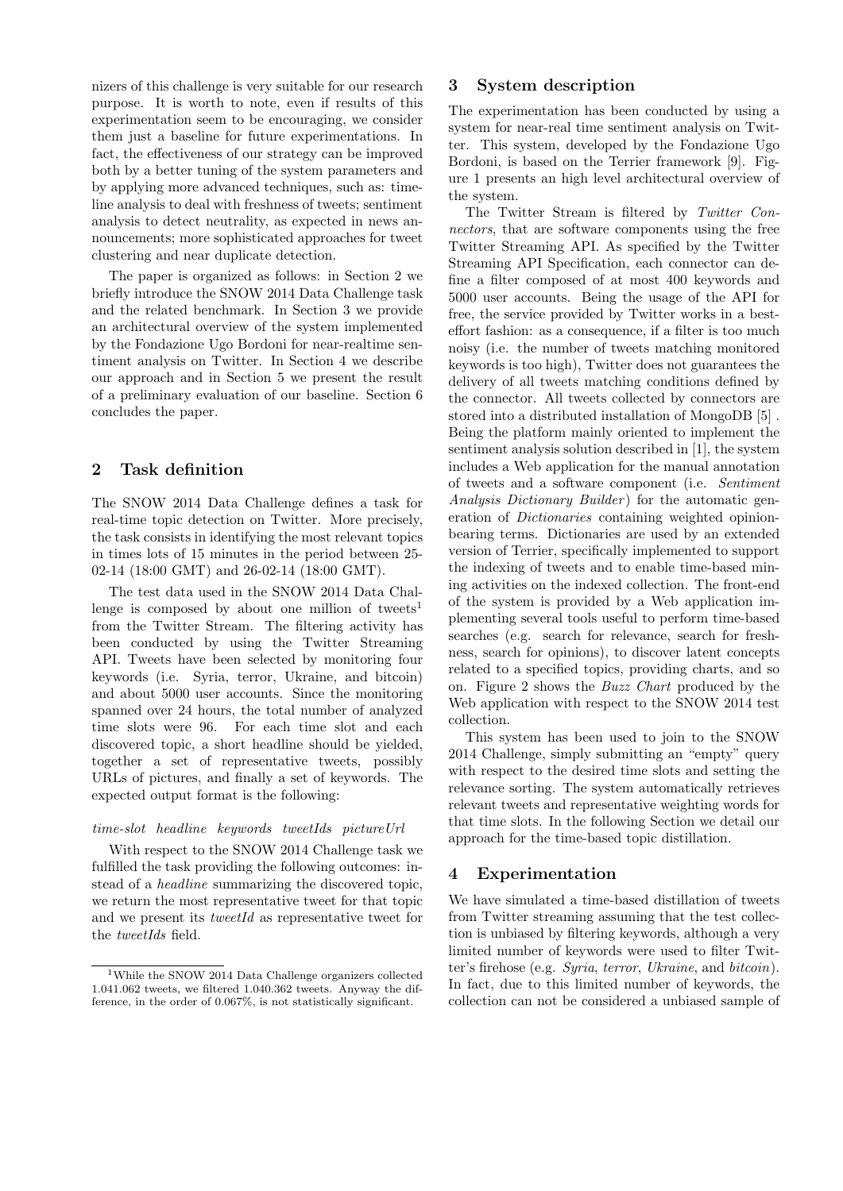nizers of this challenge is very suitable for our research purpose. It is worth to note, even if results of this experimentation seem to be encouraging, we consider them just a baseline for future experimentations. In fact, the effectiveness of our strategy can be improved both by a better tuning of the system parameters and by applying more advanced techniques, such as: timeline analysis to deal with freshness of tweets; sentiment analysis to detect neutrality, as expected in news announcements; more sophisticated approaches for tweet clustering and near duplicate detection.

The paper is organized as follows: in Section 2 we briefly introduce the SNOW 2014 Data Challenge task and the related benchmark. In Section 3 we provide an architectural overview of the system implemented by the Fondazione Ugo Bordoni for near-realtime sentiment analysis on Twitter. In Section 4 we describe our approach and in Section 5 we present the result of a preliminary evaluation of our baseline. Section 6 concludes the paper.

## 2 Task definition

The SNOW 2014 Data Challenge defines a task for real-time topic detection on Twitter. More precisely, the task consists in identifying the most relevant topics in times lots of 15 minutes in the period between 25-02-14 (18:00 GMT) and 26-02-14 (18:00 GMT).

The test data used in the SNOW 2014 Data Challenge is composed by about one million of tweets[1] from the Twitter Stream. The filtering activity has been conducted by using the Twitter Streaming API. Tweets have been selected by monitoring four keywords (i.e. Syria, terror, Ukraine, and bitcoin) and about 5000 user accounts. Since the monitoring spanned over 24 hours, the total number of analyzed time slots were 96. For each time slot and each discovered topic, a short headline should be yielded, together a set of representative tweets, possibly URLs of pictures, and finally a set of keywords. The expected output format is the following:

*time-slot headline keywords tweetIds pictureUrl*

With respect to the SNOW 2014 Challenge task we fulfilled the task providing the following outcomes: instead of a *headline* summarizing the discovered topic, we return the most representative tweet for that topic and we present its *tweetId* as representative tweet for the *tweetIds* field.

[1] While the SNOW 2014 Data Challenge organizers collected 1.041.062 tweets, we filtered 1.040.362 tweets. Anyway the difference, in the order of 0.067%, is not statistically significant.

## 3 System description

The experimentation has been conducted by using a system for near-real time sentiment analysis on Twitter. This system, developed by the Fondazione Ugo Bordoni, is based on the Terrier framework [9]. Figure 1 presents an high level architectural overview of the system.

The Twitter Stream is filtered by *Twitter Connectors*, that are software components using the free Twitter Streaming API. As specified by the Twitter Streaming API Specification, each connector can define a filter composed of at most 400 keywords and 5000 user accounts. Being the usage of the API for free, the service provided by Twitter works in a best-effort fashion: as a consequence, if a filter is too much noisy (i.e. the number of tweets matching monitored keywords is too high), Twitter does not guarantees the delivery of all tweets matching conditions defined by the connector. All tweets collected by connectors are stored into a distributed installation of MongoDB [5] . Being the platform mainly oriented to implement the sentiment analysis solution described in [1], the system includes a Web application for the manual annotation of tweets and a software component (i.e. *Sentiment Analysis Dictionary Builder*) for the automatic generation of *Dictionaries* containing weighted opinion-bearing terms. Dictionaries are used by an extended version of Terrier, specifically implemented to support the indexing of tweets and to enable time-based mining activities on the indexed collection. The front-end of the system is provided by a Web application implementing several tools useful to perform time-based searches (e.g. search for relevance, search for freshness, search for opinions), to discover latent concepts related to a specified topics, providing charts, and so on. Figure 2 shows the *Buzz Chart* produced by the Web application with respect to the SNOW 2014 test collection.

This system has been used to join to the SNOW 2014 Challenge, simply submitting an "empty" query with respect to the desired time slots and setting the relevance sorting. The system automatically retrieves relevant tweets and representative weighting words for that time slots. In the following Section we detail our approach for the time-based topic distillation.

## 4 Experimentation

We have simulated a time-based distillation of tweets from Twitter streaming assuming that the test collection is unbiased by filtering keywords, although a very limited number of keywords were used to filter Twitter's firehose (e.g. *Syria*, *terror*, *Ukraine*, and *bitcoin*). In fact, due to this limited number of keywords, the collection can not be considered a unbiased sample of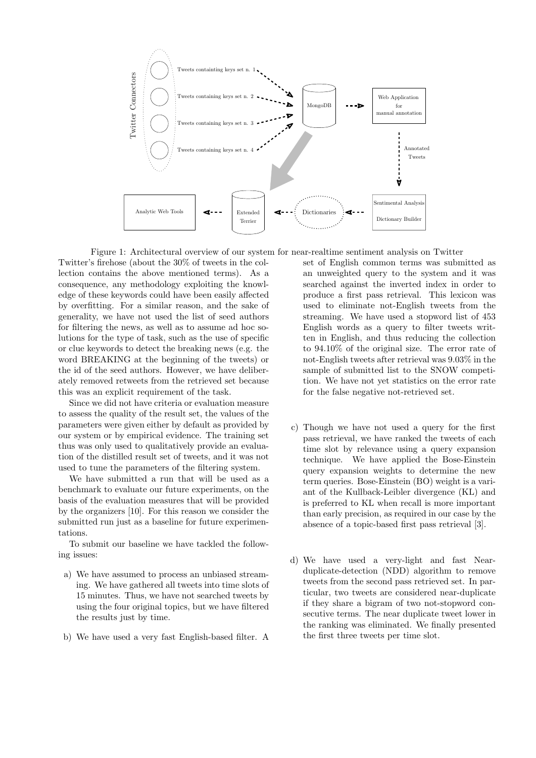Figure 1: Architectural overview of our system for near-realtime sentiment analysis on Twitter

Twitter's firehose (about the 30% of tweets in the collection contains the above mentioned terms). As a consequence, any methodology exploiting the knowledge of these keywords could have been easily affected by overfitting. For a similar reason, and the sake of generality, we have not used the list of seed authors for filtering the news, as well as to assume ad hoc solutions for the type of task, such as the use of specific or clue keywords to detect the breaking news (e.g. the word BREAKING at the beginning of the tweets) or the id of the seed authors. However, we have deliberately removed retweets from the retrieved set because this was an explicit requirement of the task.

Since we did not have criteria or evaluation measure to assess the quality of the result set, the values of the parameters were given either by default as provided by our system or by empirical evidence. The training set thus was only used to qualitatively provide an evaluation of the distilled result set of tweets, and it was not used to tune the parameters of the filtering system.

We have submitted a run that will be used as a benchmark to evaluate our future experiments, on the basis of the evaluation measures that will be provided by the organizers [10]. For this reason we consider the submitted run just as a baseline for future experimentations.

To submit our baseline we have tackled the following issues:

a) We have assumed to process an unbiased streaming. We have gathered all tweets into time slots of 15 minutes. Thus, we have not searched tweets by using the four original topics, but we have filtered the results just by time.

b) We have used a very fast English-based filter. A set of English common terms was submitted as an unweighted query to the system and it was searched against the inverted index in order to produce a first pass retrieval. This lexicon was used to eliminate not-English tweets from the streaming. We have used a stopword list of 453 English words as a query to filter tweets written in English, and thus reducing the collection to 94.10% of the original size. The error rate of not-English tweets after retrieval was 9.03% in the sample of submitted list to the SNOW competition. We have not yet statistics on the error rate for the false negative not-retrieved set.

c) Though we have not used a query for the first pass retrieval, we have ranked the tweets of each time slot by relevance using a query expansion technique. We have applied the Bose-Einstein query expansion weights to determine the new term queries. Bose-Einstein (BO) weight is a variant of the Kullback-Leibler divergence (KL) and is preferred to KL when recall is more important than early precision, as required in our case by the absence of a topic-based first pass retrieval [3].

d) We have used a very-light and fast Near-duplicate-detection (NDD) algorithm to remove tweets from the second pass retrieved set. In particular, two tweets are considered near-duplicate if they share a bigram of two not-stopword consecutive terms. The near duplicate tweet lower in the ranking was eliminated. We finally presented the first three tweets per time slot.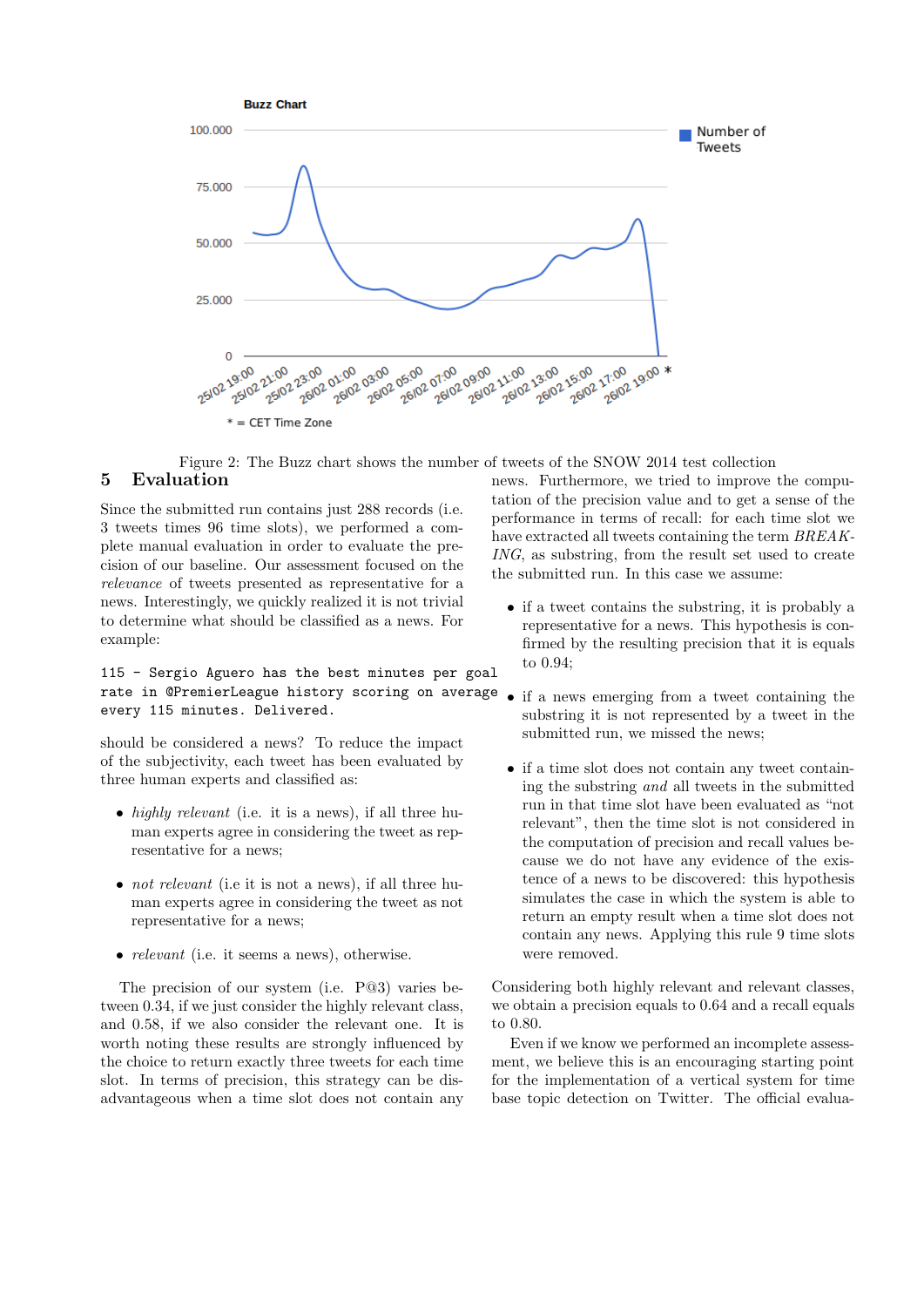Figure 2: The Buzz chart shows the number of tweets of the SNOW 2014 test collection

## 5 Evaluation

Since the submitted run contains just 288 records (i.e. 3 tweets times 96 time slots), we performed a complete manual evaluation in order to evaluate the precision of our baseline. Our assessment focused on the *relevance* of tweets presented as representative for a news. Interestingly, we quickly realized it is not trivial to determine what should be classified as a news. For example:

```
115 - Sergio Aguero has the best minutes per goal
rate in @PremierLeague history scoring on average
every 115 minutes. Delivered.
```

should be considered a news? To reduce the impact of the subjectivity, each tweet has been evaluated by three human experts and classified as:

- *highly relevant* (i.e. it is a news), if all three human experts agree in considering the tweet as representative for a news;
- *not relevant* (i.e it is not a news), if all three human experts agree in considering the tweet as not representative for a news;
- *relevant* (i.e. it seems a news), otherwise.

The precision of our system (i.e. P@3) varies between 0.34, if we just consider the highly relevant class, and 0.58, if we also consider the relevant one. It is worth noting these results are strongly influenced by the choice to return exactly three tweets for each time slot. In terms of precision, this strategy can be disadvantageous when a time slot does not contain any news. Furthermore, we tried to improve the computation of the precision value and to get a sense of the performance in terms of recall: for each time slot we have extracted all tweets containing the term *BREAKING*, as substring, from the result set used to create the submitted run. In this case we assume:

- if a tweet contains the substring, it is probably a representative for a news. This hypothesis is confirmed by the resulting precision that it is equals to 0.94;
- if a news emerging from a tweet containing the substring it is not represented by a tweet in the submitted run, we missed the news;
- if a time slot does not contain any tweet containing the substring *and* all tweets in the submitted run in that time slot have been evaluated as "not relevant", then the time slot is not considered in the computation of precision and recall values because we do not have any evidence of the existence of a news to be discovered: this hypothesis simulates the case in which the system is able to return an empty result when a time slot does not contain any news. Applying this rule 9 time slots were removed.

Considering both highly relevant and relevant classes, we obtain a precision equals to 0.64 and a recall equals to 0.80.

Even if we know we performed an incomplete assessment, we believe this is an encouraging starting point for the implementation of a vertical system for time base topic detection on Twitter. The official evalua-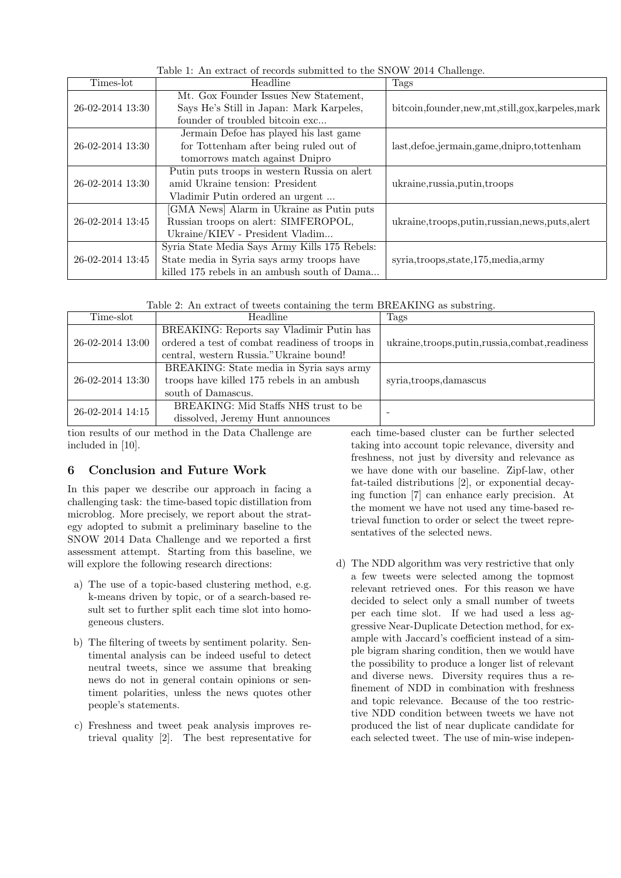Table 1: An extract of records submitted to the SNOW 2014 Challenge.

| Times-lot | Headline | Tags |
|---|---|---|
| 26-02-2014 13:30 | Mt. Gox Founder Issues New Statement, Says He's Still in Japan: Mark Karpeles, founder of troubled bitcoin exc... | bitcoin,founder,new,mt,still,gox,karpeles,mark |
| 26-02-2014 13:30 | Jermain Defoe has played his last game for Tottenham after being ruled out of tomorrows match against Dnipro | last,defoe,jermain,game,dnipro,tottenham |
| 26-02-2014 13:30 | Putin puts troops in western Russia on alert amid Ukraine tension: President Vladimir Putin ordered an urgent ... | ukraine,russia,putin,troops |
| 26-02-2014 13:45 | [GMA News] Alarm in Ukraine as Putin puts Russian troops on alert: SIMFEROPOL, Ukraine/KIEV - President Vladim... | ukraine,troops,putin,russian,news,puts,alert |
| 26-02-2014 13:45 | Syria State Media Says Army Kills 175 Rebels: State media in Syria says army troops have killed 175 rebels in an ambush south of Dama... | syria,troops,state,175,media,army |

Table 2: An extract of tweets containing the term BREAKING as substring.

| Time-slot | Headline | Tags |
|---|---|---|
| 26-02-2014 13:00 | BREAKING: Reports say Vladimir Putin has ordered a test of combat readiness of troops in central, western Russia."Ukraine bound! | ukraine,troops,putin,russia,combat,readiness |
| 26-02-2014 13:30 | BREAKING: State media in Syria says army troops have killed 175 rebels in an ambush south of Damascus. | syria,troops,damascus |
| 26-02-2014 14:15 | BREAKING: Mid Staffs NHS trust to be dissolved, Jeremy Hunt announces | - |

tion results of our method in the Data Challenge are included in [10].

## 6 Conclusion and Future Work

In this paper we describe our approach in facing a challenging task: the time-based topic distillation from microblog. More precisely, we report about the strategy adopted to submit a preliminary baseline to the SNOW 2014 Data Challenge and we reported a first assessment attempt. Starting from this baseline, we will explore the following research directions:

a) The use of a topic-based clustering method, e.g. k-means driven by topic, or of a search-based result set to further split each time slot into homogeneous clusters.

b) The filtering of tweets by sentiment polarity. Sentimental analysis can be indeed useful to detect neutral tweets, since we assume that breaking news do not in general contain opinions or sentiment polarities, unless the news quotes other people's statements.

c) Freshness and tweet peak analysis improves retrieval quality [2]. The best representative for each time-based cluster can be further selected taking into account topic relevance, diversity and freshness, not just by diversity and relevance as we have done with our baseline. Zipf-law, other fat-tailed distributions [2], or exponential decaying function [7] can enhance early precision. At the moment we have not used any time-based retrieval function to order or select the tweet representatives of the selected news.

d) The NDD algorithm was very restrictive that only a few tweets were selected among the topmost relevant retrieved ones. For this reason we have decided to select only a small number of tweets per each time slot. If we had used a less aggressive Near-Duplicate Detection method, for example with Jaccard's coefficient instead of a simple bigram sharing condition, then we would have the possibility to produce a longer list of relevant and diverse news. Diversity requires thus a refinement of NDD in combination with freshness and topic relevance. Because of the too restrictive NDD condition between tweets we have not produced the list of near duplicate candidate for each selected tweet. The use of min-wise indepen-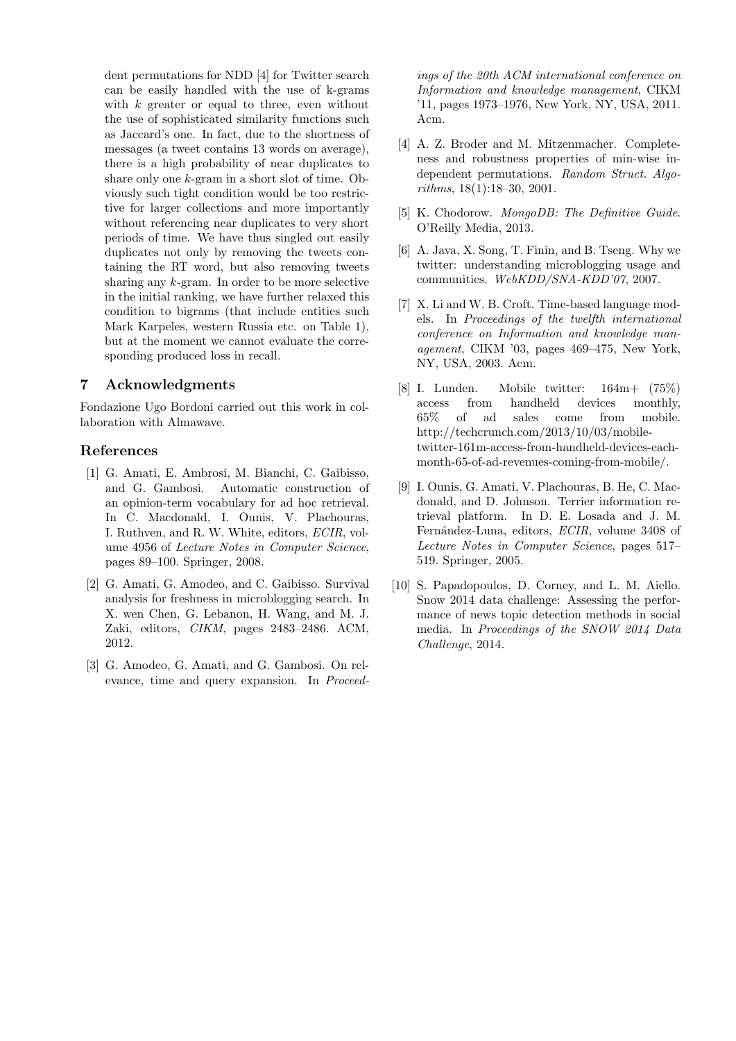dent permutations for NDD [4] for Twitter search can be easily handled with the use of k-grams with $k$ greater or equal to three, even without the use of sophisticated similarity functions such as Jaccard's one. In fact, due to the shortness of messages (a tweet contains 13 words on average), there is a high probability of near duplicates to share only one $k$-gram in a short slot of time. Obviously such tight condition would be too restrictive for larger collections and more importantly without referencing near duplicates to very short periods of time. We have thus singled out easily duplicates not only by removing the tweets containing the RT word, but also removing tweets sharing any $k$-gram. In order to be more selective in the initial ranking, we have further relaxed this condition to bigrams (that include entities such Mark Karpeles, western Russia etc. on Table 1), but at the moment we cannot evaluate the corresponding produced loss in recall.

## 7 Acknowledgments

Fondazione Ugo Bordoni carried out this work in collaboration with Almawave.

## References

[1] G. Amati, E. Ambrosi, M. Bianchi, C. Gaibisso, and G. Gambosi. Automatic construction of an opinion-term vocabulary for ad hoc retrieval. In C. Macdonald, I. Ounis, V. Plachouras, I. Ruthven, and R. W. White, editors, *ECIR*, volume 4956 of *Lecture Notes in Computer Science*, pages 89–100. Springer, 2008.

[2] G. Amati, G. Amodeo, and C. Gaibisso. Survival analysis for freshness in microblogging search. In X. wen Chen, G. Lebanon, H. Wang, and M. J. Zaki, editors, *CIKM*, pages 2483–2486. ACM, 2012.

[3] G. Amodeo, G. Amati, and G. Gambosi. On relevance, time and query expansion. In *Proceedings of the 20th ACM international conference on Information and knowledge management*, CIKM '11, pages 1973–1976, New York, NY, USA, 2011. Acm.

[4] A. Z. Broder and M. Mitzenmacher. Completeness and robustness properties of min-wise independent permutations. *Random Struct. Algorithms*, 18(1):18–30, 2001.

[5] K. Chodorow. *MongoDB: The Definitive Guide*. O'Reilly Media, 2013.

[6] A. Java, X. Song, T. Finin, and B. Tseng. Why we twitter: understanding microblogging usage and communities. *WebKDD/SNA-KDD'07*, 2007.

[7] X. Li and W. B. Croft. Time-based language models. In *Proceedings of the twelfth international conference on Information and knowledge management*, CIKM '03, pages 469–475, New York, NY, USA, 2003. Acm.

[8] I. Lunden. Mobile twitter: 164m+ (75%) access from handheld devices monthly, 65% of ad sales come from mobile. http://techcrunch.com/2013/10/03/mobile-twitter-161m-access-from-handheld-devices-each-month-65-of-ad-revenues-coming-from-mobile/.

[9] I. Ounis, G. Amati, V. Plachouras, B. He, C. Macdonald, and D. Johnson. Terrier information retrieval platform. In D. E. Losada and J. M. Fernández-Luna, editors, *ECIR*, volume 3408 of *Lecture Notes in Computer Science*, pages 517–519. Springer, 2005.

[10] S. Papadopoulos, D. Corney, and L. M. Aiello. Snow 2014 data challenge: Assessing the performance of news topic detection methods in social media. In *Proceedings of the SNOW 2014 Data Challenge*, 2014.